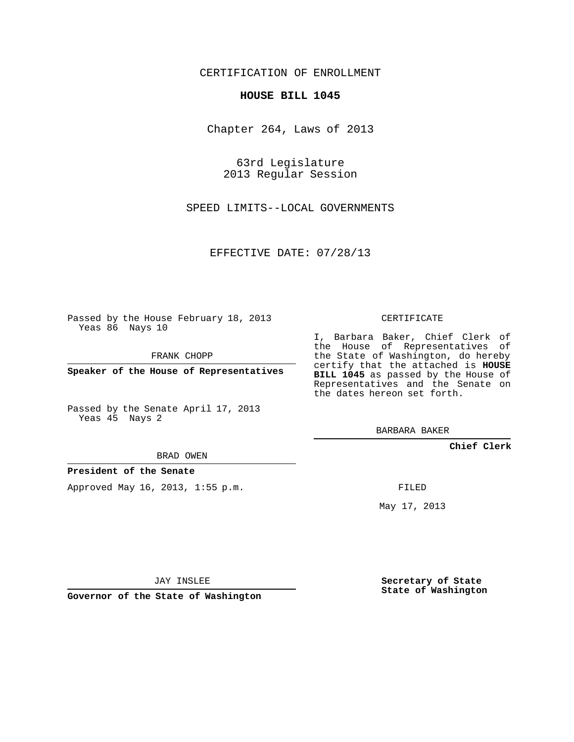CERTIFICATION OF ENROLLMENT

**HOUSE BILL 1045**

Chapter 264, Laws of 2013

63rd Legislature
2013 Regular Session

SPEED LIMITS--LOCAL GOVERNMENTS

EFFECTIVE DATE: 07/28/13

Passed by the House February 18, 2013
Yeas 86 Nays 10

FRANK CHOPP

**Speaker of the House of Representatives**

Passed by the Senate April 17, 2013
Yeas 45 Nays 2

BRAD OWEN

**President of the Senate**

Approved May 16, 2013, 1:55 p.m.

JAY INSLEE

**Governor of the State of Washington**

CERTIFICATE

I, Barbara Baker, Chief Clerk of the House of Representatives of the State of Washington, do hereby certify that the attached is **HOUSE BILL 1045** as passed by the House of Representatives and the Senate on the dates hereon set forth.

BARBARA BAKER

**Chief Clerk**

FILED

May 17, 2013

**Secretary of State**
**State of Washington**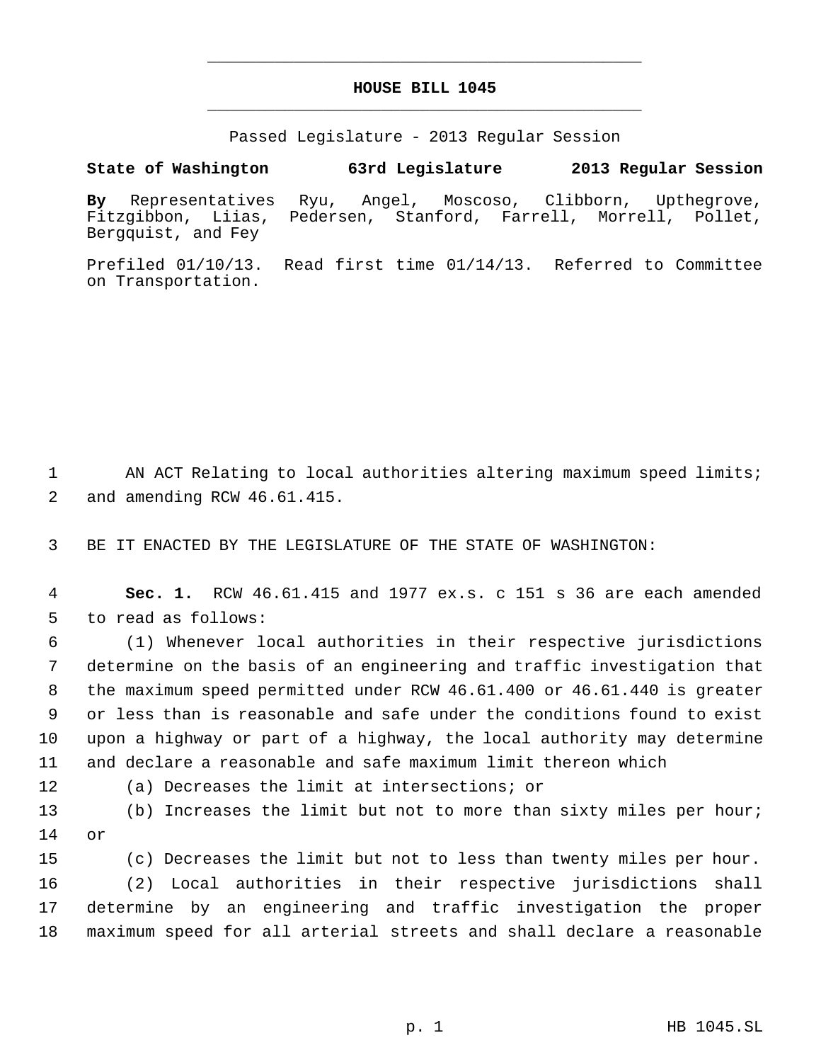# HOUSE BILL 1045

Passed Legislature - 2013 Regular Session

**State of Washington 63rd Legislature 2013 Regular Session**

**By** Representatives Ryu, Angel, Moscoso, Clibborn, Upthegrove, Fitzgibbon, Liias, Pedersen, Stanford, Farrell, Morrell, Pollet, Bergquist, and Fey

Prefiled 01/10/13. Read first time 01/14/13. Referred to Committee on Transportation.

AN ACT Relating to local authorities altering maximum speed limits; and amending RCW 46.61.415.

BE IT ENACTED BY THE LEGISLATURE OF THE STATE OF WASHINGTON:

**Sec. 1.** RCW 46.61.415 and 1977 ex.s. c 151 s 36 are each amended to read as follows:

(1) Whenever local authorities in their respective jurisdictions determine on the basis of an engineering and traffic investigation that the maximum speed permitted under RCW 46.61.400 or 46.61.440 is greater or less than is reasonable and safe under the conditions found to exist upon a highway or part of a highway, the local authority may determine and declare a reasonable and safe maximum limit thereon which

(a) Decreases the limit at intersections; or

(b) Increases the limit but not to more than sixty miles per hour; or

(c) Decreases the limit but not to less than twenty miles per hour.

(2) Local authorities in their respective jurisdictions shall determine by an engineering and traffic investigation the proper maximum speed for all arterial streets and shall declare a reasonable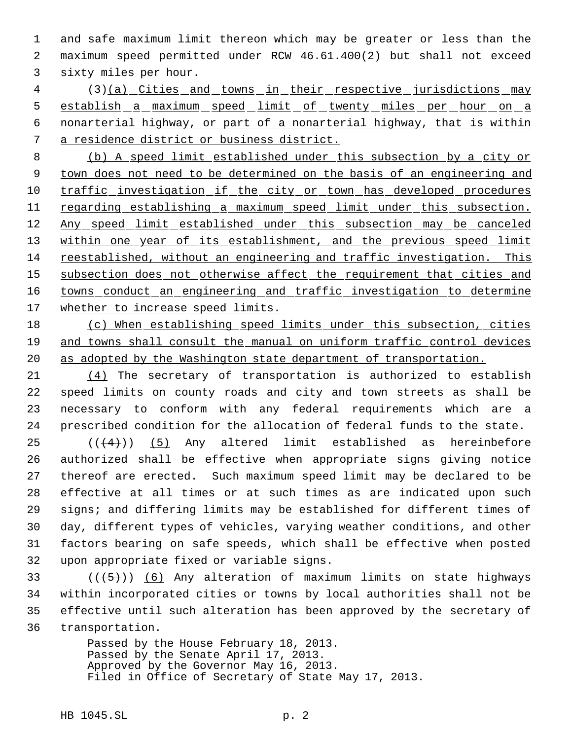and safe maximum limit thereon which may be greater or less than the maximum speed permitted under RCW 46.61.400(2) but shall not exceed sixty miles per hour.

(3)(a) Cities and towns in their respective jurisdictions may establish a maximum speed limit of twenty miles per hour on a nonarterial highway, or part of a nonarterial highway, that is within a residence district or business district.

(b) A speed limit established under this subsection by a city or town does not need to be determined on the basis of an engineering and traffic investigation if the city or town has developed procedures regarding establishing a maximum speed limit under this subsection. Any speed limit established under this subsection may be canceled within one year of its establishment, and the previous speed limit reestablished, without an engineering and traffic investigation. This subsection does not otherwise affect the requirement that cities and towns conduct an engineering and traffic investigation to determine whether to increase speed limits.

(c) When establishing speed limits under this subsection, cities and towns shall consult the manual on uniform traffic control devices as adopted by the Washington state department of transportation.

(4) The secretary of transportation is authorized to establish speed limits on county roads and city and town streets as shall be necessary to conform with any federal requirements which are a prescribed condition for the allocation of federal funds to the state.

~~((4))~~ (5) Any altered limit established as hereinbefore authorized shall be effective when appropriate signs giving notice thereof are erected. Such maximum speed limit may be declared to be effective at all times or at such times as are indicated upon such signs; and differing limits may be established for different times of day, different types of vehicles, varying weather conditions, and other factors bearing on safe speeds, which shall be effective when posted upon appropriate fixed or variable signs.

~~((5))~~ (6) Any alteration of maximum limits on state highways within incorporated cities or towns by local authorities shall not be effective until such alteration has been approved by the secretary of transportation.

Passed by the House February 18, 2013.
Passed by the Senate April 17, 2013.
Approved by the Governor May 16, 2013.
Filed in Office of Secretary of State May 17, 2013.